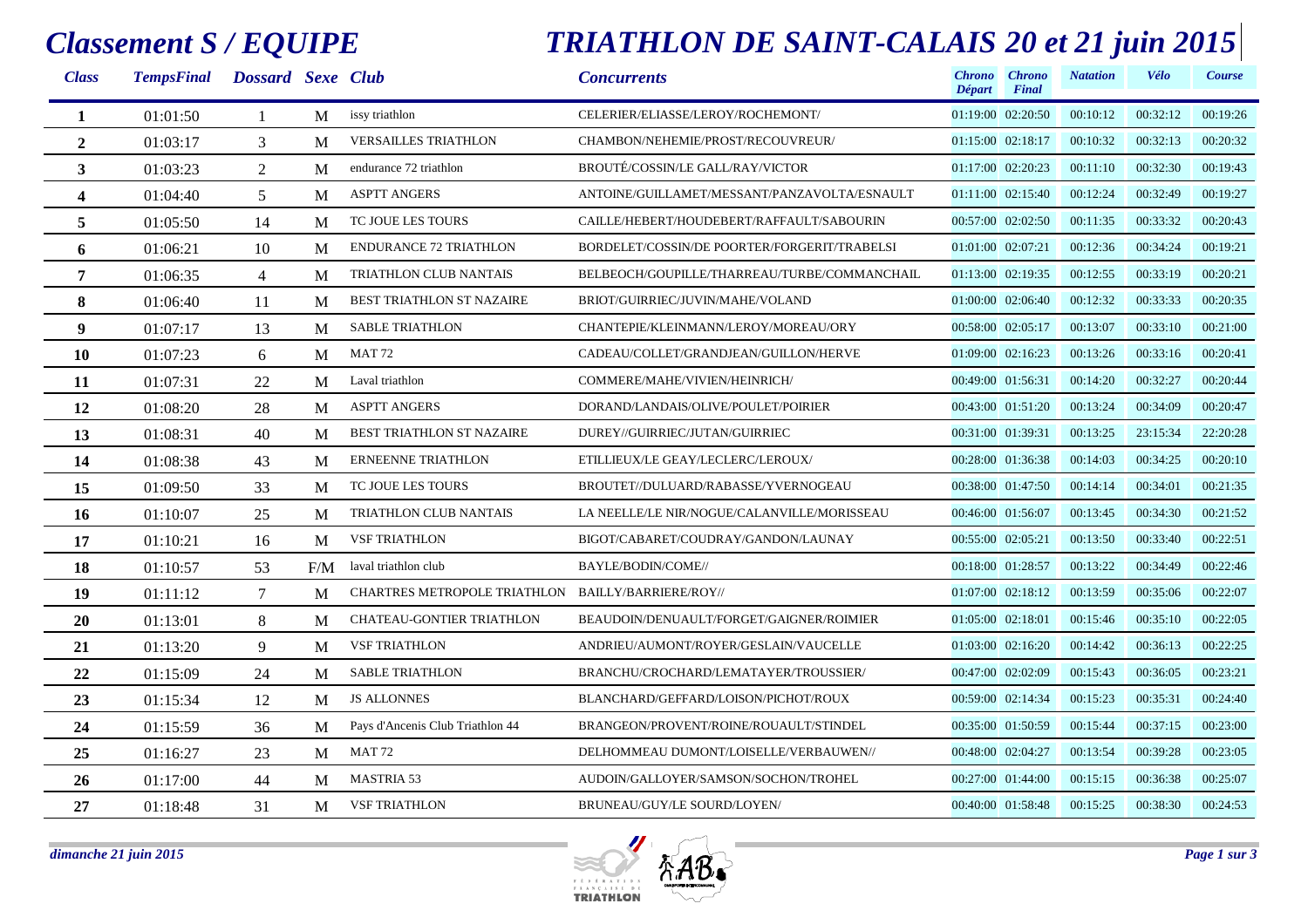# Classement S / EQUIPE

# TRIATHLON DE SAINT-CALAIS 20 et 21 juin 2015

| Class | TempsFinal | Dossard | Sexe | Club | Concurrents | Chrono Départ | Chrono Final | Natation | Vélo | Course |
|---|---|---|---|---|---|---|---|---|---|---|
| 1 | 01:01:50 | 1 | M | issy triathlon | CELERIER/ELIASSE/LEROY/ROCHEMONT/ | 01:19:00 | 02:20:50 | 00:10:12 | 00:32:12 | 00:19:26 |
| 2 | 01:03:17 | 3 | M | VERSAILLES TRIATHLON | CHAMBON/NEHEMIE/PROST/RECOUVREUR/ | 01:15:00 | 02:18:17 | 00:10:32 | 00:32:13 | 00:20:32 |
| 3 | 01:03:23 | 2 | M | endurance 72 triathlon | BROUTÉ/COSSIN/LE GALL/RAY/VICTOR | 01:17:00 | 02:20:23 | 00:11:10 | 00:32:30 | 00:19:43 |
| 4 | 01:04:40 | 5 | M | ASPTT ANGERS | ANTOINE/GUILLAMET/MESSANT/PANZAVOLTA/ESNAULT | 01:11:00 | 02:15:40 | 00:12:24 | 00:32:49 | 00:19:27 |
| 5 | 01:05:50 | 14 | M | TC JOUE LES TOURS | CAILLE/HEBERT/HOUDEBERT/RAFFAULT/SABOURIN | 00:57:00 | 02:02:50 | 00:11:35 | 00:33:32 | 00:20:43 |
| 6 | 01:06:21 | 10 | M | ENDURANCE 72 TRIATHLON | BORDELET/COSSIN/DE POORTER/FORGERIT/TRABELSI | 01:01:00 | 02:07:21 | 00:12:36 | 00:34:24 | 00:19:21 |
| 7 | 01:06:35 | 4 | M | TRIATHLON CLUB NANTAIS | BELBEOCH/GOUPILLE/THARREAU/TURBE/COMMANCHAIL | 01:13:00 | 02:19:35 | 00:12:55 | 00:33:19 | 00:20:21 |
| 8 | 01:06:40 | 11 | M | BEST TRIATHLON ST NAZAIRE | BRIOT/GUIRRIEC/JUVIN/MAHE/VOLAND | 01:00:00 | 02:06:40 | 00:12:32 | 00:33:33 | 00:20:35 |
| 9 | 01:07:17 | 13 | M | SABLE TRIATHLON | CHANTEPIE/KLEINMANN/LEROY/MOREAU/ORY | 00:58:00 | 02:05:17 | 00:13:07 | 00:33:10 | 00:21:00 |
| 10 | 01:07:23 | 6 | M | MAT 72 | CADEAU/COLLET/GRANDJEAN/GUILLON/HERVE | 01:09:00 | 02:16:23 | 00:13:26 | 00:33:16 | 00:20:41 |
| 11 | 01:07:31 | 22 | M | Laval triathlon | COMMERE/MAHE/VIVIEN/HEINRICH/ | 00:49:00 | 01:56:31 | 00:14:20 | 00:32:27 | 00:20:44 |
| 12 | 01:08:20 | 28 | M | ASPTT ANGERS | DORAND/LANDAIS/OLIVE/POULET/POIRIER | 00:43:00 | 01:51:20 | 00:13:24 | 00:34:09 | 00:20:47 |
| 13 | 01:08:31 | 40 | M | BEST TRIATHLON ST NAZAIRE | DUREY//GUIRRIEC/JUTAN/GUIRRIEC | 00:31:00 | 01:39:31 | 00:13:25 | 23:15:34 | 22:20:28 |
| 14 | 01:08:38 | 43 | M | ERNEENNE TRIATHLON | ETILLIEUX/LE GEAY/LECLERC/LEROUX/ | 00:28:00 | 01:36:38 | 00:14:03 | 00:34:25 | 00:20:10 |
| 15 | 01:09:50 | 33 | M | TC JOUE LES TOURS | BROUTET//DULUARD/RABASSE/YVERNOGEAU | 00:38:00 | 01:47:50 | 00:14:14 | 00:34:01 | 00:21:35 |
| 16 | 01:10:07 | 25 | M | TRIATHLON CLUB NANTAIS | LA NEELLE/LE NIR/NOGUE/CALANVILLE/MORISSEAU | 00:46:00 | 01:56:07 | 00:13:45 | 00:34:30 | 00:21:52 |
| 17 | 01:10:21 | 16 | M | VSF TRIATHLON | BIGOT/CABARET/COUDRAY/GANDON/LAUNAY | 00:55:00 | 02:05:21 | 00:13:50 | 00:33:40 | 00:22:51 |
| 18 | 01:10:57 | 53 | F/M | laval triathlon club | BAYLE/BODIN/COME// | 00:18:00 | 01:28:57 | 00:13:22 | 00:34:49 | 00:22:46 |
| 19 | 01:11:12 | 7 | M | CHARTRES METROPOLE TRIATHLON | BAILLY/BARRIERE/ROY// | 01:07:00 | 02:18:12 | 00:13:59 | 00:35:06 | 00:22:07 |
| 20 | 01:13:01 | 8 | M | CHATEAU-GONTIER TRIATHLON | BEAUDOIN/DENUAULT/FORGET/GAIGNER/ROIMIER | 01:05:00 | 02:18:01 | 00:15:46 | 00:35:10 | 00:22:05 |
| 21 | 01:13:20 | 9 | M | VSF TRIATHLON | ANDRIEU/AUMONT/ROYER/GESLAIN/VAUCELLE | 01:03:00 | 02:16:20 | 00:14:42 | 00:36:13 | 00:22:25 |
| 22 | 01:15:09 | 24 | M | SABLE TRIATHLON | BRANCHU/CROCHARD/LEMATAYER/TROUSSIER/ | 00:47:00 | 02:02:09 | 00:15:43 | 00:36:05 | 00:23:21 |
| 23 | 01:15:34 | 12 | M | JS ALLONNES | BLANCHARD/GEFFARD/LOISON/PICHOT/ROUX | 00:59:00 | 02:14:34 | 00:15:23 | 00:35:31 | 00:24:40 |
| 24 | 01:15:59 | 36 | M | Pays d'Ancenis Club Triathlon 44 | BRANGEON/PROVENT/ROINE/ROUAULT/STINDEL | 00:35:00 | 01:50:59 | 00:15:44 | 00:37:15 | 00:23:00 |
| 25 | 01:16:27 | 23 | M | MAT 72 | DELHOMMEAU DUMONT/LOISELLE/VERBAUWEN// | 00:48:00 | 02:04:27 | 00:13:54 | 00:39:28 | 00:23:05 |
| 26 | 01:17:00 | 44 | M | MASTRIA 53 | AUDOIN/GALLOYER/SAMSON/SOCHON/TROHEL | 00:27:00 | 01:44:00 | 00:15:15 | 00:36:38 | 00:25:07 |
| 27 | 01:18:48 | 31 | M | VSF TRIATHLON | BRUNEAU/GUY/LE SOURD/LOYEN/ | 00:40:00 | 01:58:48 | 00:15:25 | 00:38:30 | 00:24:53 |

*dimanche 21 juin 2015*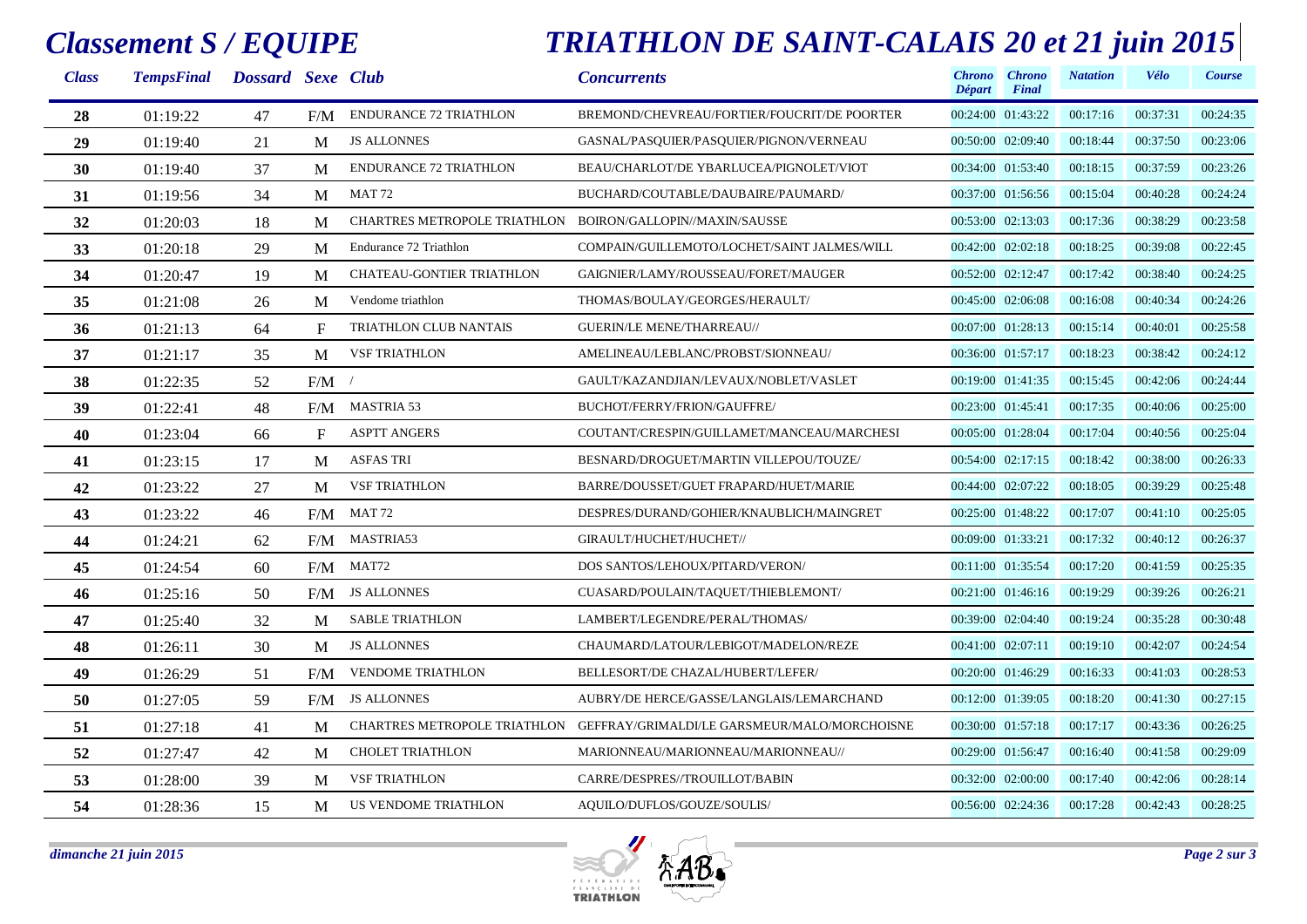# Classement S / EQUIPE

# TRIATHLON DE SAINT-CALAIS 20 et 21 juin 2015

| Class | TempsFinal | Dossard | Sexe | Club | Concurrents | Chrono Départ | Chrono Final | Natation | Vélo | Course |
|---|---|---|---|---|---|---|---|---|---|---|
| 28 | 01:19:22 | 47 | F/M | ENDURANCE 72 TRIATHLON | BREMOND/CHEVREAU/FORTIER/FOUCRIT/DE POORTER | 00:24:00 | 01:43:22 | 00:17:16 | 00:37:31 | 00:24:35 |
| 29 | 01:19:40 | 21 | M | JS ALLONNES | GASNAL/PASQUIER/PASQUIER/PIGNON/VERNEAU | 00:50:00 | 02:09:40 | 00:18:44 | 00:37:50 | 00:23:06 |
| 30 | 01:19:40 | 37 | M | ENDURANCE 72 TRIATHLON | BEAU/CHARLOT/DE YBARLUCEA/PIGNOLET/VIOT | 00:34:00 | 01:53:40 | 00:18:15 | 00:37:59 | 00:23:26 |
| 31 | 01:19:56 | 34 | M | MAT 72 | BUCHARD/COUTABLE/DAUBAIRE/PAUMARD/ | 00:37:00 | 01:56:56 | 00:15:04 | 00:40:28 | 00:24:24 |
| 32 | 01:20:03 | 18 | M | CHARTRES METROPOLE TRIATHLON | BOIRON/GALLOPIN//MAXIN/SAUSSE | 00:53:00 | 02:13:03 | 00:17:36 | 00:38:29 | 00:23:58 |
| 33 | 01:20:18 | 29 | M | Endurance 72 Triathlon | COMPAIN/GUILLEMOTO/LOCHET/SAINT JALMES/WILL | 00:42:00 | 02:02:18 | 00:18:25 | 00:39:08 | 00:22:45 |
| 34 | 01:20:47 | 19 | M | CHATEAU-GONTIER TRIATHLON | GAIGNIER/LAMY/ROUSSEAU/FORET/MAUGER | 00:52:00 | 02:12:47 | 00:17:42 | 00:38:40 | 00:24:25 |
| 35 | 01:21:08 | 26 | M | Vendome triathlon | THOMAS/BOULAY/GEORGES/HERAULT/ | 00:45:00 | 02:06:08 | 00:16:08 | 00:40:34 | 00:24:26 |
| 36 | 01:21:13 | 64 | F | TRIATHLON CLUB NANTAIS | GUERIN/LE MENE/THARREAU// | 00:07:00 | 01:28:13 | 00:15:14 | 00:40:01 | 00:25:58 |
| 37 | 01:21:17 | 35 | M | VSF TRIATHLON | AMELINEAU/LEBLANC/PROBST/SIONNEAU/ | 00:36:00 | 01:57:17 | 00:18:23 | 00:38:42 | 00:24:12 |
| 38 | 01:22:35 | 52 | F/M | / | GAULT/KAZANDJIAN/LEVAUX/NOBLET/VASLET | 00:19:00 | 01:41:35 | 00:15:45 | 00:42:06 | 00:24:44 |
| 39 | 01:22:41 | 48 | F/M | MASTRIA 53 | BUCHOT/FERRY/FRION/GAUFFRE/ | 00:23:00 | 01:45:41 | 00:17:35 | 00:40:06 | 00:25:00 |
| 40 | 01:23:04 | 66 | F | ASPTT ANGERS | COUTANT/CRESPIN/GUILLAMET/MANCEAU/MARCHESI | 00:05:00 | 01:28:04 | 00:17:04 | 00:40:56 | 00:25:04 |
| 41 | 01:23:15 | 17 | M | ASFAS TRI | BESNARD/DROGUET/MARTIN VILLEPOU/TOUZE/ | 00:54:00 | 02:17:15 | 00:18:42 | 00:38:00 | 00:26:33 |
| 42 | 01:23:22 | 27 | M | VSF TRIATHLON | BARRE/DOUSSET/GUET FRAPARD/HUET/MARIE | 00:44:00 | 02:07:22 | 00:18:05 | 00:39:29 | 00:25:48 |
| 43 | 01:23:22 | 46 | F/M | MAT 72 | DESPRES/DURAND/GOHIER/KNAUBLICH/MAINGRET | 00:25:00 | 01:48:22 | 00:17:07 | 00:41:10 | 00:25:05 |
| 44 | 01:24:21 | 62 | F/M | MASTRIA53 | GIRAULT/HUCHET/HUCHET// | 00:09:00 | 01:33:21 | 00:17:32 | 00:40:12 | 00:26:37 |
| 45 | 01:24:54 | 60 | F/M | MAT72 | DOS SANTOS/LEHOUX/PITARD/VERON/ | 00:11:00 | 01:35:54 | 00:17:20 | 00:41:59 | 00:25:35 |
| 46 | 01:25:16 | 50 | F/M | JS ALLONNES | CUASARD/POULAIN/TAQUET/THIEBLEMONT/ | 00:21:00 | 01:46:16 | 00:19:29 | 00:39:26 | 00:26:21 |
| 47 | 01:25:40 | 32 | M | SABLE TRIATHLON | LAMBERT/LEGENDRE/PERAL/THOMAS/ | 00:39:00 | 02:04:40 | 00:19:24 | 00:35:28 | 00:30:48 |
| 48 | 01:26:11 | 30 | M | JS ALLONNES | CHAUMARD/LATOUR/LEBIGOT/MADELON/REZE | 00:41:00 | 02:07:11 | 00:19:10 | 00:42:07 | 00:24:54 |
| 49 | 01:26:29 | 51 | F/M | VENDOME TRIATHLON | BELLESORT/DE CHAZAL/HUBERT/LEFER/ | 00:20:00 | 01:46:29 | 00:16:33 | 00:41:03 | 00:28:53 |
| 50 | 01:27:05 | 59 | F/M | JS ALLONNES | AUBRY/DE HERCE/GASSE/LANGLAIS/LEMARCHAND | 00:12:00 | 01:39:05 | 00:18:20 | 00:41:30 | 00:27:15 |
| 51 | 01:27:18 | 41 | M | CHARTRES METROPOLE TRIATHLON | GEFFRAY/GRIMALDI/LE GARSMEUR/MALO/MORCHOISNE | 00:30:00 | 01:57:18 | 00:17:17 | 00:43:36 | 00:26:25 |
| 52 | 01:27:47 | 42 | M | CHOLET TRIATHLON | MARIONNEAU/MARIONNEAU/MARIONNEAU// | 00:29:00 | 01:56:47 | 00:16:40 | 00:41:58 | 00:29:09 |
| 53 | 01:28:00 | 39 | M | VSF TRIATHLON | CARRE/DESPRES//TROUILLOT/BABIN | 00:32:00 | 02:00:00 | 00:17:40 | 00:42:06 | 00:28:14 |
| 54 | 01:28:36 | 15 | M | US VENDOME TRIATHLON | AQUILO/DUFLOS/GOUZE/SOULIS/ | 00:56:00 | 02:24:36 | 00:17:28 | 00:42:43 | 00:28:25 |

*dimanche 21 juin 2015*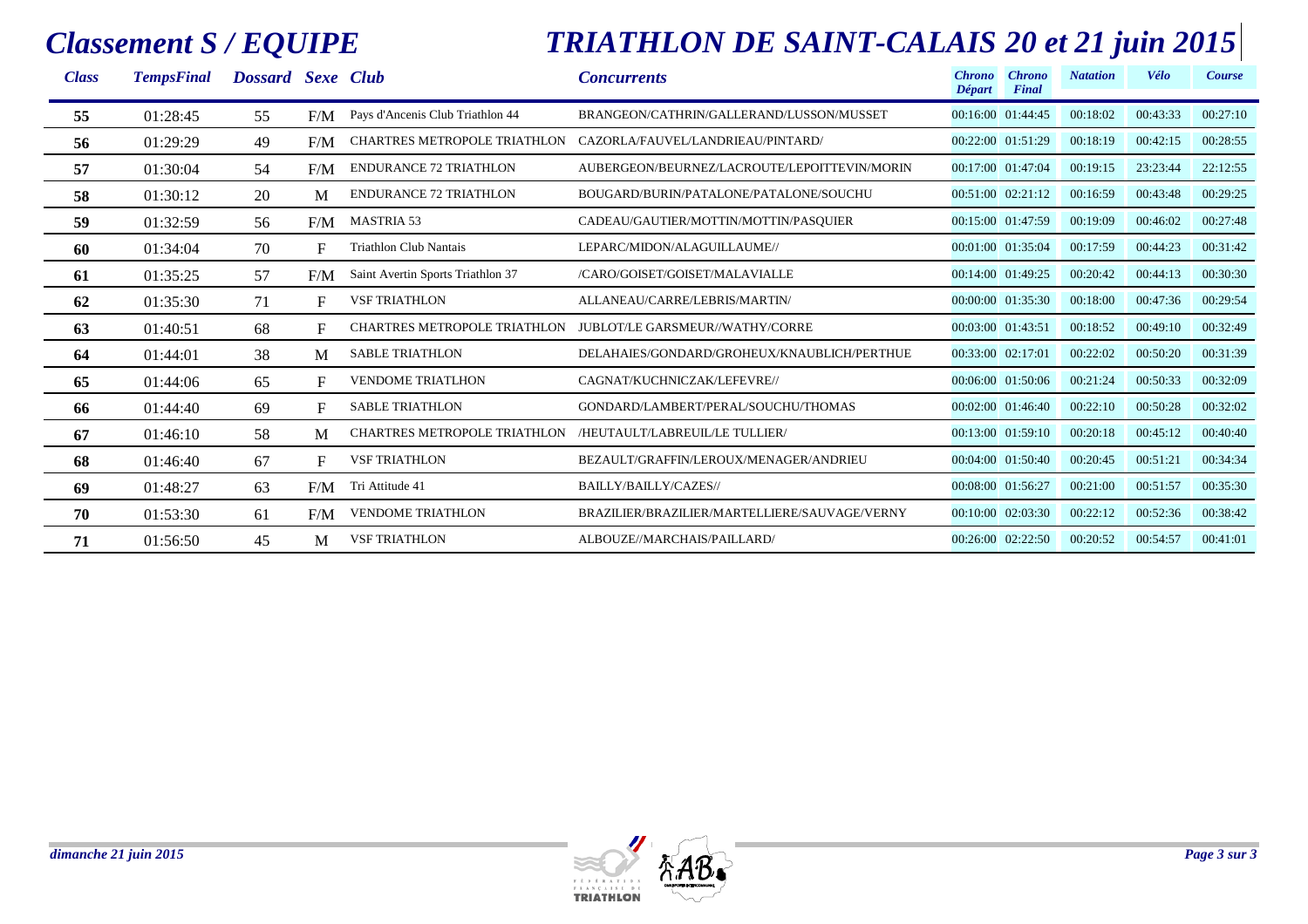# Classement S / EQUIPE

# TRIATHLON DE SAINT-CALAIS 20 et 21 juin 2015

| Class | TempsFinal | Dossard | Sexe | Club | Concurrents | Chrono Départ | Chrono Final | Natation | Vélo | Course |
|---|---|---|---|---|---|---|---|---|---|---|
| 55 | 01:28:45 | 55 | F/M | Pays d'Ancenis Club Triathlon 44 | BRANGEON/CATHRIN/GALLERAND/LUSSON/MUSSET | 00:16:00 | 01:44:45 | 00:18:02 | 00:43:33 | 00:27:10 |
| 56 | 01:29:29 | 49 | F/M | CHARTRES METROPOLE TRIATHLON | CAZORLA/FAUVEL/LANDRIEAU/PINTARD/ | 00:22:00 | 01:51:29 | 00:18:19 | 00:42:15 | 00:28:55 |
| 57 | 01:30:04 | 54 | F/M | ENDURANCE 72 TRIATHLON | AUBERGEON/BEURNEZ/LACROUTE/LEPOITTEVIN/MORIN | 00:17:00 | 01:47:04 | 00:19:15 | 23:23:44 | 22:12:55 |
| 58 | 01:30:12 | 20 | M | ENDURANCE 72 TRIATHLON | BOUGARD/BURIN/PATALONE/PATALONE/SOUCHU | 00:51:00 | 02:21:12 | 00:16:59 | 00:43:48 | 00:29:25 |
| 59 | 01:32:59 | 56 | F/M | MASTRIA 53 | CADEAU/GAUTIER/MOTTIN/MOTTIN/PASQUIER | 00:15:00 | 01:47:59 | 00:19:09 | 00:46:02 | 00:27:48 |
| 60 | 01:34:04 | 70 | F | Triathlon Club Nantais | LEPARC/MIDON/ALAGUILLAUME// | 00:01:00 | 01:35:04 | 00:17:59 | 00:44:23 | 00:31:42 |
| 61 | 01:35:25 | 57 | F/M | Saint Avertin Sports Triathlon 37 | /CARO/GOISET/GOISET/MALAVIALLE | 00:14:00 | 01:49:25 | 00:20:42 | 00:44:13 | 00:30:30 |
| 62 | 01:35:30 | 71 | F | VSF TRIATHLON | ALLANEAU/CARRE/LEBRIS/MARTIN/ | 00:00:00 | 01:35:30 | 00:18:00 | 00:47:36 | 00:29:54 |
| 63 | 01:40:51 | 68 | F | CHARTRES METROPOLE TRIATHLON | JUBLOT/LE GARSMEUR//WATHY/CORRE | 00:03:00 | 01:43:51 | 00:18:52 | 00:49:10 | 00:32:49 |
| 64 | 01:44:01 | 38 | M | SABLE TRIATHLON | DELAHAIES/GONDARD/GROHEUX/KNAUBLICH/PERTHUE | 00:33:00 | 02:17:01 | 00:22:02 | 00:50:20 | 00:31:39 |
| 65 | 01:44:06 | 65 | F | VENDOME TRIATLHON | CAGNAT/KUCHNICZAK/LEFEVRE// | 00:06:00 | 01:50:06 | 00:21:24 | 00:50:33 | 00:32:09 |
| 66 | 01:44:40 | 69 | F | SABLE TRIATHLON | GONDARD/LAMBERT/PERAL/SOUCHU/THOMAS | 00:02:00 | 01:46:40 | 00:22:10 | 00:50:28 | 00:32:02 |
| 67 | 01:46:10 | 58 | M | CHARTRES METROPOLE TRIATHLON | /HEUTAULT/LABREUIL/LE TULLIER/ | 00:13:00 | 01:59:10 | 00:20:18 | 00:45:12 | 00:40:40 |
| 68 | 01:46:40 | 67 | F | VSF TRIATHLON | BEZAULT/GRAFFIN/LEROUX/MENAGER/ANDRIEU | 00:04:00 | 01:50:40 | 00:20:45 | 00:51:21 | 00:34:34 |
| 69 | 01:48:27 | 63 | F/M | Tri Attitude 41 | BAILLY/BAILLY/CAZES// | 00:08:00 | 01:56:27 | 00:21:00 | 00:51:57 | 00:35:30 |
| 70 | 01:53:30 | 61 | F/M | VENDOME TRIATHLON | BRAZILIER/BRAZILIER/MARTELLIERE/SAUVAGE/VERNY | 00:10:00 | 02:03:30 | 00:22:12 | 00:52:36 | 00:38:42 |
| 71 | 01:56:50 | 45 | M | VSF TRIATHLON | ALBOUZE//MARCHAIS/PAILLARD/ | 00:26:00 | 02:22:50 | 00:20:52 | 00:54:57 | 00:41:01 |

*dimanche 21 juin 2015*